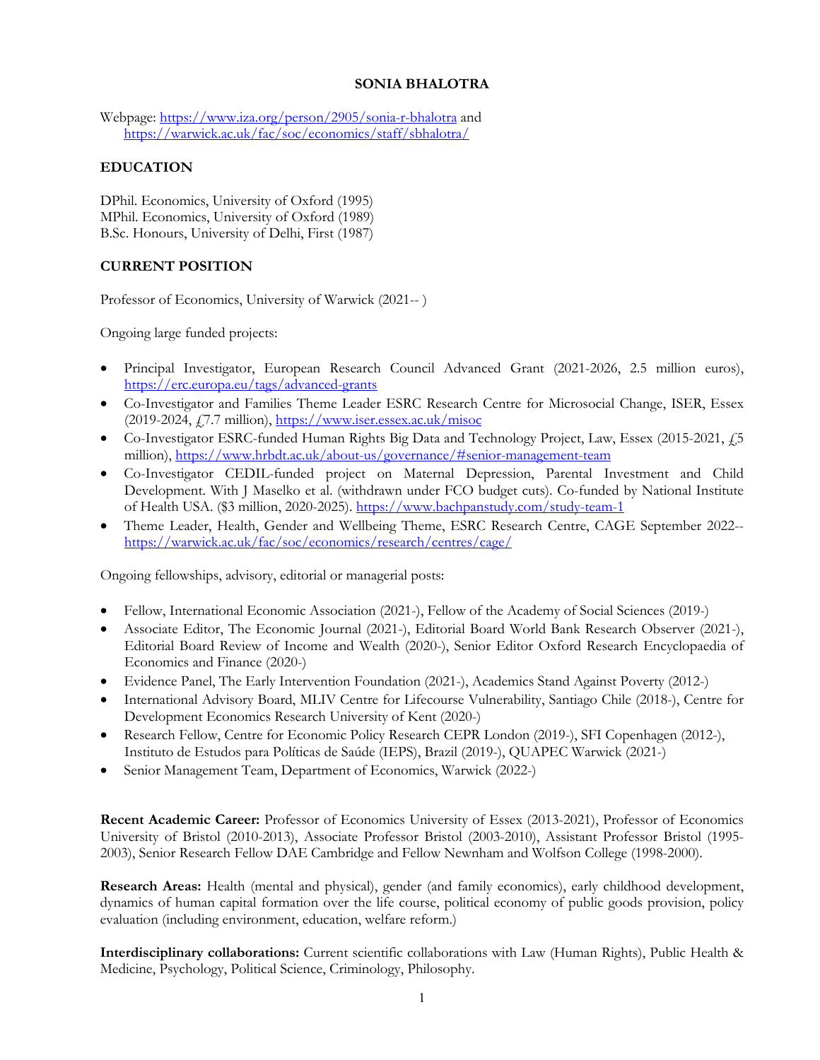# SONIA BHALOTRA

Webpage: https://www.iza.org/person/2905/sonia-r-bhalotra and https://warwick.ac.uk/fac/soc/economics/staff/sbhalotra/

## EDUCATION

DPhil. Economics, University of Oxford (1995)
MPhil. Economics, University of Oxford (1989)
B.Sc. Honours, University of Delhi, First (1987)

## CURRENT POSITION

Professor of Economics, University of Warwick (2021-- )

Ongoing large funded projects:

- Principal Investigator, European Research Council Advanced Grant (2021-2026, 2.5 million euros), https://erc.europa.eu/tags/advanced-grants
- Co-Investigator and Families Theme Leader ESRC Research Centre for Microsocial Change, ISER, Essex (2019-2024, £7.7 million), https://www.iser.essex.ac.uk/misoc
- Co-Investigator ESRC-funded Human Rights Big Data and Technology Project, Law, Essex (2015-2021, £5 million), https://www.hrbdt.ac.uk/about-us/governance/#senior-management-team
- Co-Investigator CEDIL-funded project on Maternal Depression, Parental Investment and Child Development. With J Maselko et al. (withdrawn under FCO budget cuts). Co-funded by National Institute of Health USA. ($3 million, 2020-2025). https://www.bachpanstudy.com/study-team-1
- Theme Leader, Health, Gender and Wellbeing Theme, ESRC Research Centre, CAGE September 2022-- https://warwick.ac.uk/fac/soc/economics/research/centres/cage/

Ongoing fellowships, advisory, editorial or managerial posts:

- Fellow, International Economic Association (2021-), Fellow of the Academy of Social Sciences (2019-)
- Associate Editor, The Economic Journal (2021-), Editorial Board World Bank Research Observer (2021-), Editorial Board Review of Income and Wealth (2020-), Senior Editor Oxford Research Encyclopaedia of Economics and Finance (2020-)
- Evidence Panel, The Early Intervention Foundation (2021-), Academics Stand Against Poverty (2012-)
- International Advisory Board, MLIV Centre for Lifecourse Vulnerability, Santiago Chile (2018-), Centre for Development Economics Research University of Kent (2020-)
- Research Fellow, Centre for Economic Policy Research CEPR London (2019-), SFI Copenhagen (2012-), Instituto de Estudos para Políticas de Saúde (IEPS), Brazil (2019-), QUAPEC Warwick (2021-)
- Senior Management Team, Department of Economics, Warwick (2022-)

**Recent Academic Career:** Professor of Economics University of Essex (2013-2021), Professor of Economics University of Bristol (2010-2013), Associate Professor Bristol (2003-2010), Assistant Professor Bristol (1995-2003), Senior Research Fellow DAE Cambridge and Fellow Newnham and Wolfson College (1998-2000).

**Research Areas:** Health (mental and physical), gender (and family economics), early childhood development, dynamics of human capital formation over the life course, political economy of public goods provision, policy evaluation (including environment, education, welfare reform.)

**Interdisciplinary collaborations:** Current scientific collaborations with Law (Human Rights), Public Health & Medicine, Psychology, Political Science, Criminology, Philosophy.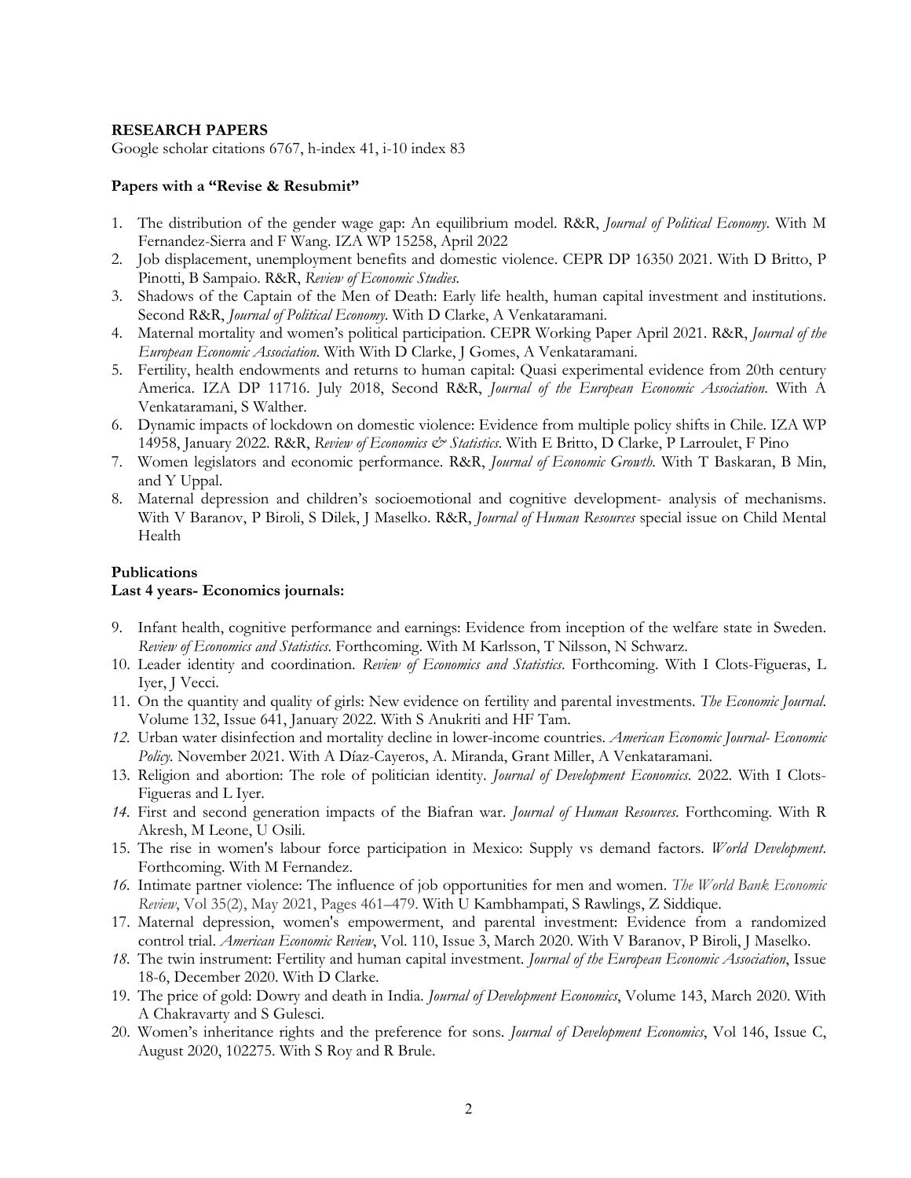**RESEARCH PAPERS**

Google scholar citations 6767, h-index 41, i-10 index 83

**Papers with a "Revise & Resubmit"**

1. The distribution of the gender wage gap: An equilibrium model. R&R, *Journal of Political Economy*. With M Fernandez-Sierra and F Wang. IZA WP 15258, April 2022
2. Job displacement, unemployment benefits and domestic violence. CEPR DP 16350 2021. With D Britto, P Pinotti, B Sampaio. R&R, *Review of Economic Studies*.
3. Shadows of the Captain of the Men of Death: Early life health, human capital investment and institutions. Second R&R, *Journal of Political Economy*. With D Clarke, A Venkataramani.
4. Maternal mortality and women's political participation. CEPR Working Paper April 2021. R&R, *Journal of the European Economic Association*. With With D Clarke, J Gomes, A Venkataramani.
5. Fertility, health endowments and returns to human capital: Quasi experimental evidence from 20th century America. IZA DP 11716. July 2018, Second R&R, *Journal of the European Economic Association*. With A Venkataramani, S Walther.
6. Dynamic impacts of lockdown on domestic violence: Evidence from multiple policy shifts in Chile. IZA WP 14958, January 2022. R&R, *Review of Economics & Statistics*. With E Britto, D Clarke, P Larroulet, F Pino
7. Women legislators and economic performance. R&R, *Journal of Economic Growth*. With T Baskaran, B Min, and Y Uppal.
8. Maternal depression and children's socioemotional and cognitive development- analysis of mechanisms. With V Baranov, P Biroli, S Dilek, J Maselko. R&R, *Journal of Human Resources* special issue on Child Mental Health

**Publications**

**Last 4 years- Economics journals:**

9. Infant health, cognitive performance and earnings: Evidence from inception of the welfare state in Sweden. *Review of Economics and Statistics*. Forthcoming. With M Karlsson, T Nilsson, N Schwarz.
10. Leader identity and coordination. *Review of Economics and Statistics*. Forthcoming. With I Clots-Figueras, L Iyer, J Vecci.
11. On the quantity and quality of girls: New evidence on fertility and parental investments. *The Economic Journal*. Volume 132, Issue 641, January 2022. With S Anukriti and HF Tam.
12. Urban water disinfection and mortality decline in lower-income countries. *American Economic Journal- Economic Policy*. November 2021. With A Díaz-Cayeros, A. Miranda, Grant Miller, A Venkataramani.
13. Religion and abortion: The role of politician identity. *Journal of Development Economics*. 2022. With I Clots-Figueras and L Iyer.
14. First and second generation impacts of the Biafran war. *Journal of Human Resources*. Forthcoming. With R Akresh, M Leone, U Osili.
15. The rise in women's labour force participation in Mexico: Supply vs demand factors. *World Development*. Forthcoming. With M Fernandez.
16. Intimate partner violence: The influence of job opportunities for men and women. *The World Bank Economic Review*, Vol 35(2), May 2021, Pages 461–479. With U Kambhampati, S Rawlings, Z Siddique.
17. Maternal depression, women's empowerment, and parental investment: Evidence from a randomized control trial. *American Economic Review*, Vol. 110, Issue 3, March 2020. With V Baranov, P Biroli, J Maselko.
18. The twin instrument: Fertility and human capital investment. *Journal of the European Economic Association*, Issue 18-6, December 2020. With D Clarke.
19. The price of gold: Dowry and death in India. *Journal of Development Economics*, Volume 143, March 2020. With A Chakravarty and S Gulesci.
20. Women's inheritance rights and the preference for sons. *Journal of Development Economics*, Vol 146, Issue C, August 2020, 102275. With S Roy and R Brule.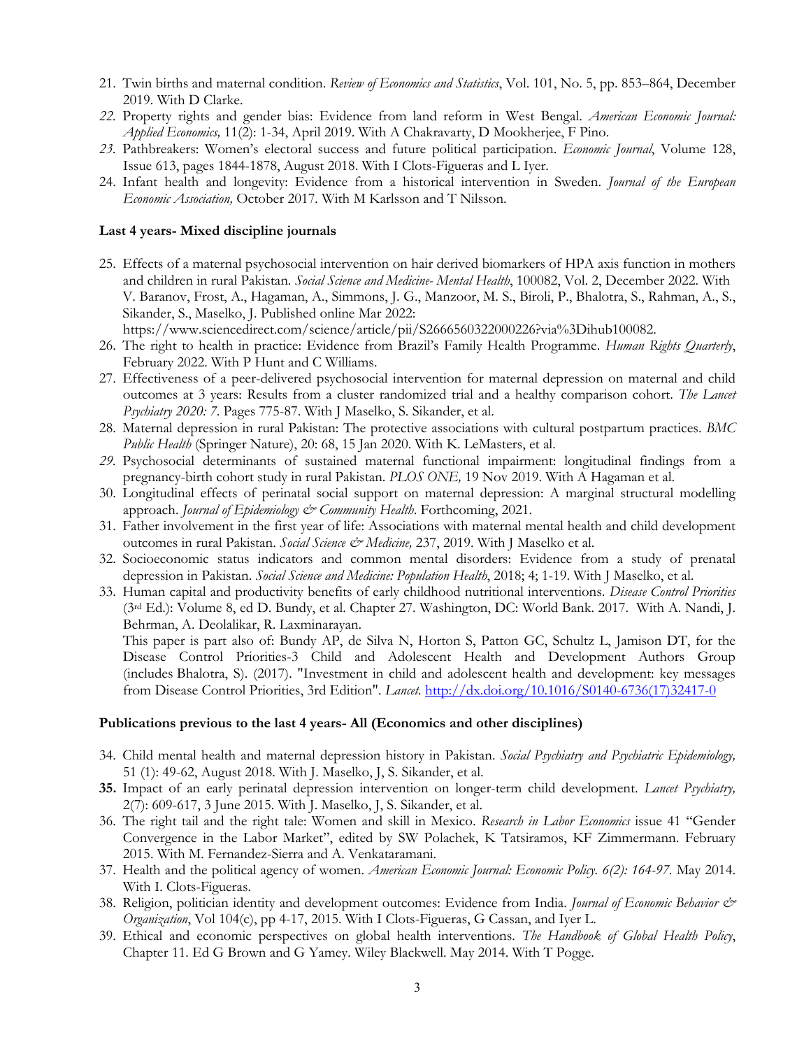21. Twin births and maternal condition. *Review of Economics and Statistics*, Vol. 101, No. 5, pp. 853–864, December 2019. With D Clarke.
22. Property rights and gender bias: Evidence from land reform in West Bengal. *American Economic Journal: Applied Economics,* 11(2): 1-34, April 2019. With A Chakravarty, D Mookherjee, F Pino.
23. Pathbreakers: Women's electoral success and future political participation. *Economic Journal*, Volume 128, Issue 613, pages 1844-1878, August 2018. With I Clots-Figueras and L Iyer.
24. Infant health and longevity: Evidence from a historical intervention in Sweden. *Journal of the European Economic Association,* October 2017. With M Karlsson and T Nilsson.

**Last 4 years- Mixed discipline journals**

25. Effects of a maternal psychosocial intervention on hair derived biomarkers of HPA axis function in mothers and children in rural Pakistan. *Social Science and Medicine- Mental Health*, 100082, Vol. 2, December 2022. With V. Baranov, Frost, A., Hagaman, A., Simmons, J. G., Manzoor, M. S., Biroli, P., Bhalotra, S., Rahman, A., S., Sikander, S., Maselko, J. Published online Mar 2022: https://www.sciencedirect.com/science/article/pii/S2666560322000226?via%3Dihub100082.
26. The right to health in practice: Evidence from Brazil's Family Health Programme. *Human Rights Quarterly*, February 2022. With P Hunt and C Williams.
27. Effectiveness of a peer-delivered psychosocial intervention for maternal depression on maternal and child outcomes at 3 years: Results from a cluster randomized trial and a healthy comparison cohort. *The Lancet Psychiatry 2020: 7*. Pages 775-87. With J Maselko, S. Sikander, et al.
28. Maternal depression in rural Pakistan: The protective associations with cultural postpartum practices. *BMC Public Health* (Springer Nature), 20: 68, 15 Jan 2020. With K. LeMasters, et al.
29. Psychosocial determinants of sustained maternal functional impairment: longitudinal findings from a pregnancy-birth cohort study in rural Pakistan. *PLOS ONE,* 19 Nov 2019. With A Hagaman et al.
30. Longitudinal effects of perinatal social support on maternal depression: A marginal structural modelling approach. *Journal of Epidemiology & Community Health*. Forthcoming, 2021.
31. Father involvement in the first year of life: Associations with maternal mental health and child development outcomes in rural Pakistan. *Social Science & Medicine,* 237, 2019. With J Maselko et al.
32. Socioeconomic status indicators and common mental disorders: Evidence from a study of prenatal depression in Pakistan. *Social Science and Medicine: Population Health*, 2018; 4; 1-19. With J Maselko, et al.
33. Human capital and productivity benefits of early childhood nutritional interventions. *Disease Control Priorities* (3rd Ed.): Volume 8, ed D. Bundy, et al. Chapter 27. Washington, DC: World Bank. 2017. With A. Nandi, J. Behrman, A. Deolalikar, R. Laxminarayan.
    This paper is part also of: Bundy AP, de Silva N, Horton S, Patton GC, Schultz L, Jamison DT, for the Disease Control Priorities-3 Child and Adolescent Health and Development Authors Group (includes Bhalotra, S). (2017). "Investment in child and adolescent health and development: key messages from Disease Control Priorities, 3rd Edition". *Lancet*. http://dx.doi.org/10.1016/S0140-6736(17)32417-0

**Publications previous to the last 4 years- All (Economics and other disciplines)**

34. Child mental health and maternal depression history in Pakistan. *Social Psychiatry and Psychiatric Epidemiology,* 51 (1): 49-62, August 2018. With J. Maselko, J, S. Sikander, et al.
35. Impact of an early perinatal depression intervention on longer-term child development. *Lancet Psychiatry,* 2(7): 609-617, 3 June 2015. With J. Maselko, J, S. Sikander, et al.
36. The right tail and the right tale: Women and skill in Mexico. *Research in Labor Economics* issue 41 "Gender Convergence in the Labor Market", edited by SW Polachek, K Tatsiramos, KF Zimmermann. February 2015. With M. Fernandez-Sierra and A. Venkataramani.
37. Health and the political agency of women. *American Economic Journal: Economic Policy. 6(2): 164-97.* May 2014. With I. Clots-Figueras.
38. Religion, politician identity and development outcomes: Evidence from India. *Journal of Economic Behavior & Organization*, Vol 104(c), pp 4-17, 2015. With I Clots-Figueras, G Cassan, and Iyer L.
39. Ethical and economic perspectives on global health interventions. *The Handbook of Global Health Policy*, Chapter 11. Ed G Brown and G Yamey. Wiley Blackwell. May 2014. With T Pogge.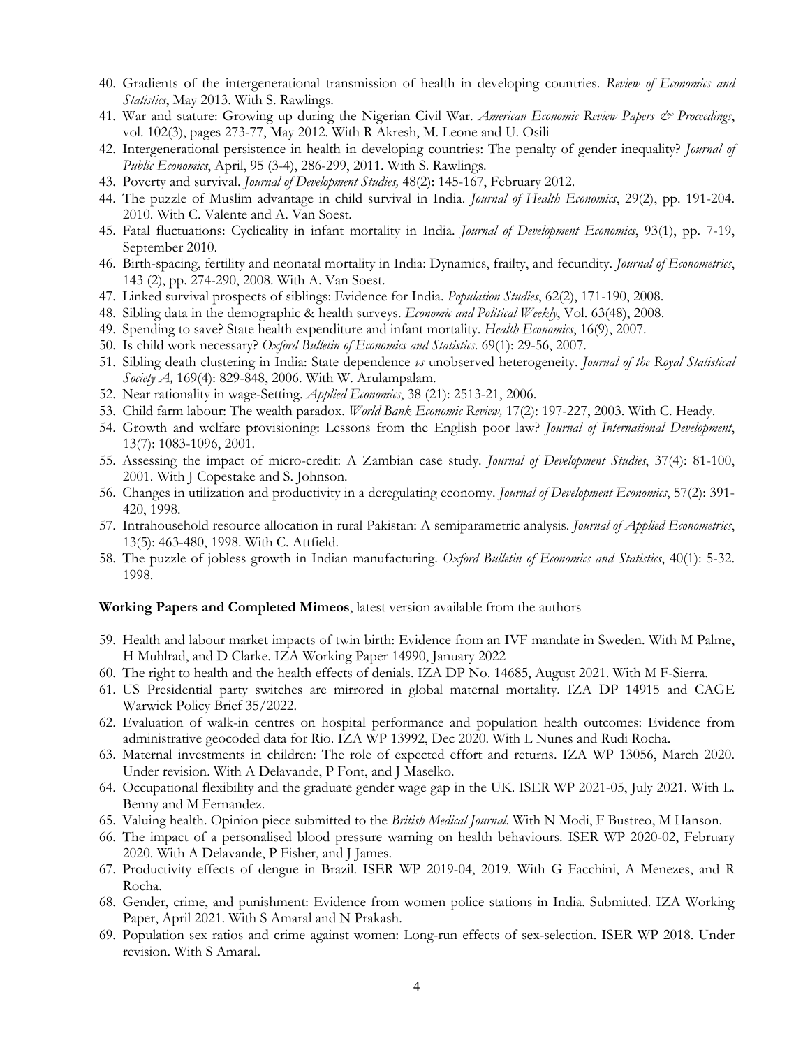40. Gradients of the intergenerational transmission of health in developing countries. *Review of Economics and Statistics*, May 2013. With S. Rawlings.
41. War and stature: Growing up during the Nigerian Civil War. *American Economic Review Papers & Proceedings*, vol. 102(3), pages 273-77, May 2012. With R Akresh, M. Leone and U. Osili
42. Intergenerational persistence in health in developing countries: The penalty of gender inequality? *Journal of Public Economics*, April, 95 (3-4), 286-299, 2011. With S. Rawlings.
43. Poverty and survival. *Journal of Development Studies,* 48(2): 145-167, February 2012.
44. The puzzle of Muslim advantage in child survival in India. *Journal of Health Economics*, 29(2), pp. 191-204. 2010. With C. Valente and A. Van Soest.
45. Fatal fluctuations: Cyclicality in infant mortality in India. *Journal of Development Economics*, 93(1), pp. 7-19, September 2010.
46. Birth-spacing, fertility and neonatal mortality in India: Dynamics, frailty, and fecundity. *Journal of Econometrics*, 143 (2), pp. 274-290, 2008. With A. Van Soest.
47. Linked survival prospects of siblings: Evidence for India. *Population Studies*, 62(2), 171-190, 2008.
48. Sibling data in the demographic & health surveys. *Economic and Political Weekly*, Vol. 63(48), 2008.
49. Spending to save? State health expenditure and infant mortality. *Health Economics*, 16(9), 2007.
50. Is child work necessary? *Oxford Bulletin of Economics and Statistics*. 69(1): 29-56, 2007.
51. Sibling death clustering in India: State dependence *vs* unobserved heterogeneity. *Journal of the Royal Statistical Society A,* 169(4): 829-848, 2006. With W. Arulampalam.
52. Near rationality in wage-Setting. *Applied Economics*, 38 (21): 2513-21, 2006.
53. Child farm labour: The wealth paradox. *World Bank Economic Review,* 17(2): 197-227, 2003. With C. Heady.
54. Growth and welfare provisioning: Lessons from the English poor law? *Journal of International Development*, 13(7): 1083-1096, 2001.
55. Assessing the impact of micro-credit: A Zambian case study. *Journal of Development Studies*, 37(4): 81-100, 2001. With J Copestake and S. Johnson.
56. Changes in utilization and productivity in a deregulating economy. *Journal of Development Economics*, 57(2): 391-420, 1998.
57. Intrahousehold resource allocation in rural Pakistan: A semiparametric analysis. *Journal of Applied Econometrics*, 13(5): 463-480, 1998. With C. Attfield.
58. The puzzle of jobless growth in Indian manufacturing. *Oxford Bulletin of Economics and Statistics*, 40(1): 5-32. 1998.

**Working Papers and Completed Mimeos**, latest version available from the authors

59. Health and labour market impacts of twin birth: Evidence from an IVF mandate in Sweden. With M Palme, H Muhlrad, and D Clarke. IZA Working Paper 14990, January 2022
60. The right to health and the health effects of denials. IZA DP No. 14685, August 2021. With M F-Sierra.
61. US Presidential party switches are mirrored in global maternal mortality. IZA DP 14915 and CAGE Warwick Policy Brief 35/2022.
62. Evaluation of walk-in centres on hospital performance and population health outcomes: Evidence from administrative geocoded data for Rio. IZA WP 13992, Dec 2020. With L Nunes and Rudi Rocha.
63. Maternal investments in children: The role of expected effort and returns. IZA WP 13056, March 2020. Under revision. With A Delavande, P Font, and J Maselko.
64. Occupational flexibility and the graduate gender wage gap in the UK. ISER WP 2021-05, July 2021. With L. Benny and M Fernandez.
65. Valuing health. Opinion piece submitted to the *British Medical Journal*. With N Modi, F Bustreo, M Hanson.
66. The impact of a personalised blood pressure warning on health behaviours. ISER WP 2020-02, February 2020. With A Delavande, P Fisher, and J James.
67. Productivity effects of dengue in Brazil. ISER WP 2019-04, 2019. With G Facchini, A Menezes, and R Rocha.
68. Gender, crime, and punishment: Evidence from women police stations in India. Submitted. IZA Working Paper, April 2021. With S Amaral and N Prakash.
69. Population sex ratios and crime against women: Long-run effects of sex-selection. ISER WP 2018. Under revision. With S Amaral.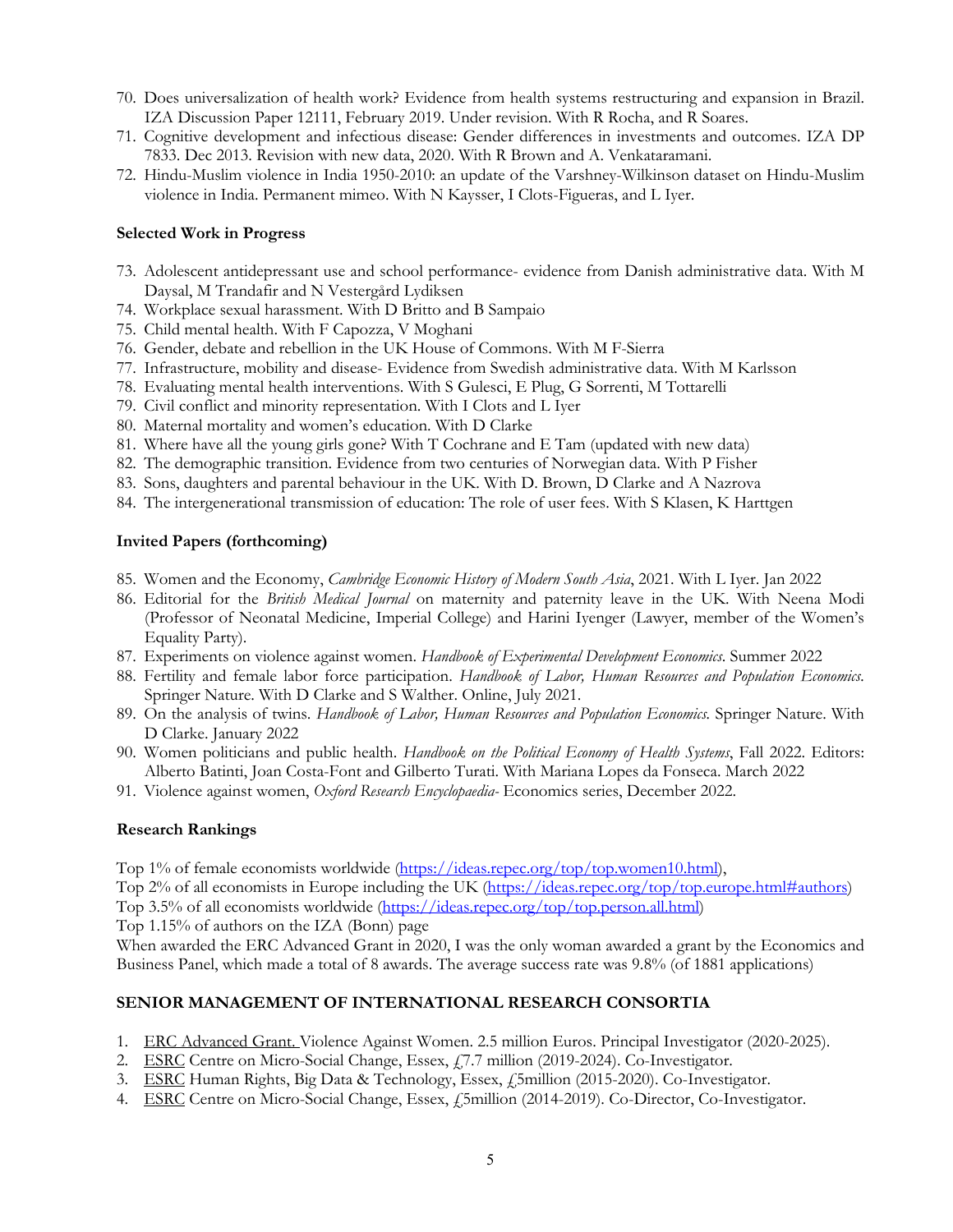70. Does universalization of health work? Evidence from health systems restructuring and expansion in Brazil. IZA Discussion Paper 12111, February 2019. Under revision. With R Rocha, and R Soares.
71. Cognitive development and infectious disease: Gender differences in investments and outcomes. IZA DP 7833. Dec 2013. Revision with new data, 2020. With R Brown and A. Venkataramani.
72. Hindu-Muslim violence in India 1950-2010: an update of the Varshney-Wilkinson dataset on Hindu-Muslim violence in India. Permanent mimeo. With N Kaysser, I Clots-Figueras, and L Iyer.

**Selected Work in Progress**

73. Adolescent antidepressant use and school performance- evidence from Danish administrative data. With M Daysal, M Trandafir and N Vestergård Lydiksen
74. Workplace sexual harassment. With D Britto and B Sampaio
75. Child mental health. With F Capozza, V Moghani
76. Gender, debate and rebellion in the UK House of Commons. With M F-Sierra
77. Infrastructure, mobility and disease- Evidence from Swedish administrative data. With M Karlsson
78. Evaluating mental health interventions. With S Gulesci, E Plug, G Sorrenti, M Tottarelli
79. Civil conflict and minority representation. With I Clots and L Iyer
80. Maternal mortality and women's education. With D Clarke
81. Where have all the young girls gone? With T Cochrane and E Tam (updated with new data)
82. The demographic transition. Evidence from two centuries of Norwegian data. With P Fisher
83. Sons, daughters and parental behaviour in the UK. With D. Brown, D Clarke and A Nazrova
84. The intergenerational transmission of education: The role of user fees. With S Klasen, K Harttgen

**Invited Papers (forthcoming)**

85. Women and the Economy, *Cambridge Economic History of Modern South Asia*, 2021. With L Iyer. Jan 2022
86. Editorial for the *British Medical Journal* on maternity and paternity leave in the UK. With Neena Modi (Professor of Neonatal Medicine, Imperial College) and Harini Iyenger (Lawyer, member of the Women's Equality Party).
87. Experiments on violence against women. *Handbook of Experimental Development Economics*. Summer 2022
88. Fertility and female labor force participation. *Handbook of Labor, Human Resources and Population Economics.* Springer Nature. With D Clarke and S Walther. Online, July 2021.
89. On the analysis of twins. *Handbook of Labor, Human Resources and Population Economics.* Springer Nature. With D Clarke. January 2022
90. Women politicians and public health. *Handbook on the Political Economy of Health Systems*, Fall 2022. Editors: Alberto Batinti, Joan Costa-Font and Gilberto Turati. With Mariana Lopes da Fonseca. March 2022
91. Violence against women, *Oxford Research Encyclopaedia-* Economics series, December 2022.

**Research Rankings**

Top 1% of female economists worldwide (https://ideas.repec.org/top/top.women10.html),
Top 2% of all economists in Europe including the UK (https://ideas.repec.org/top/top.europe.html#authors)
Top 3.5% of all economists worldwide (https://ideas.repec.org/top/top.person.all.html)
Top 1.15% of authors on the IZA (Bonn) page
When awarded the ERC Advanced Grant in 2020, I was the only woman awarded a grant by the Economics and Business Panel, which made a total of 8 awards. The average success rate was 9.8% (of 1881 applications)

**SENIOR MANAGEMENT OF INTERNATIONAL RESEARCH CONSORTIA**

1. ERC Advanced Grant. Violence Against Women. 2.5 million Euros. Principal Investigator (2020-2025).
2. ESRC Centre on Micro-Social Change, Essex, £7.7 million (2019-2024). Co-Investigator.
3. ESRC Human Rights, Big Data & Technology, Essex, £5million (2015-2020). Co-Investigator.
4. ESRC Centre on Micro-Social Change, Essex, £5million (2014-2019). Co-Director, Co-Investigator.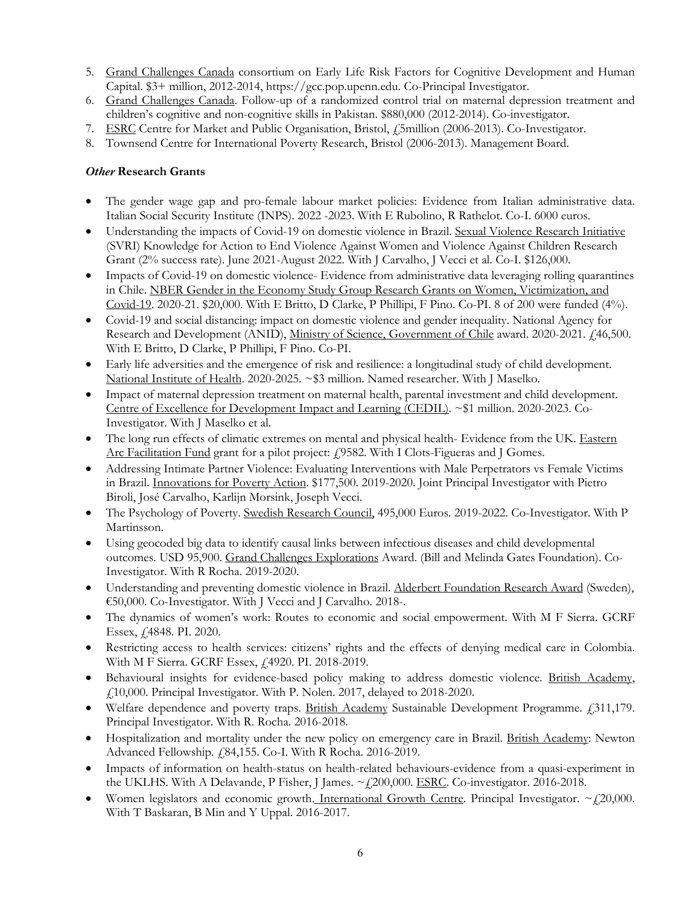5. Grand Challenges Canada consortium on Early Life Risk Factors for Cognitive Development and Human Capital. $3+ million, 2012-2014, https://gcc.pop.upenn.edu. Co-Principal Investigator.
6. Grand Challenges Canada. Follow-up of a randomized control trial on maternal depression treatment and children's cognitive and non-cognitive skills in Pakistan. $880,000 (2012-2014). Co-investigator.
7. ESRC Centre for Market and Public Organisation, Bristol, £5million (2006-2013). Co-Investigator.
8. Townsend Centre for International Poverty Research, Bristol (2006-2013). Management Board.

### ***Other*** **Research Grants**

- The gender wage gap and pro-female labour market policies: Evidence from Italian administrative data. Italian Social Security Institute (INPS). 2022 -2023. With E Rubolino, R Rathelot. Co-I. 6000 euros.
- Understanding the impacts of Covid-19 on domestic violence in Brazil. Sexual Violence Research Initiative (SVRI) Knowledge for Action to End Violence Against Women and Violence Against Children Research Grant (2% success rate). June 2021-August 2022. With J Carvalho, J Vecci et al. Co-I. $126,000.
- Impacts of Covid-19 on domestic violence- Evidence from administrative data leveraging rolling quarantines in Chile. NBER Gender in the Economy Study Group Research Grants on Women, Victimization, and Covid-19. 2020-21. $20,000. With E Britto, D Clarke, P Phillipi, F Pino. Co-PI. 8 of 200 were funded (4%).
- Covid-19 and social distancing: impact on domestic violence and gender inequality. National Agency for Research and Development (ANID), Ministry of Science, Government of Chile award. 2020-2021. £46,500. With E Britto, D Clarke, P Phillipi, F Pino. Co-PI.
- Early life adversities and the emergence of risk and resilience: a longitudinal study of child development. National Institute of Health. 2020-2025. ~$3 million. Named researcher. With J Maselko.
- Impact of maternal depression treatment on maternal health, parental investment and child development. Centre of Excellence for Development Impact and Learning (CEDIL). ~$1 million. 2020-2023. Co-Investigator. With J Maselko et al.
- The long run effects of climatic extremes on mental and physical health- Evidence from the UK. Eastern Arc Facilitation Fund grant for a pilot project: £9582. With I Clots-Figueras and J Gomes.
- Addressing Intimate Partner Violence: Evaluating Interventions with Male Perpetrators vs Female Victims in Brazil. Innovations for Poverty Action. $177,500. 2019-2020. Joint Principal Investigator with Pietro Biroli, José Carvalho, Karlijn Morsink, Joseph Vecci.
- The Psychology of Poverty. Swedish Research Council, 495,000 Euros. 2019-2022. Co-Investigator. With P Martinsson.
- Using geocoded big data to identify causal links between infectious diseases and child developmental outcomes. USD 95,900. Grand Challenges Explorations Award. (Bill and Melinda Gates Foundation). Co-Investigator. With R Rocha. 2019-2020.
- Understanding and preventing domestic violence in Brazil. Alderbert Foundation Research Award (Sweden), €50,000. Co-Investigator. With J Vecci and J Carvalho. 2018-.
- The dynamics of women's work: Routes to economic and social empowerment. With M F Sierra. GCRF Essex, £4848. PI. 2020.
- Restricting access to health services: citizens' rights and the effects of denying medical care in Colombia. With M F Sierra. GCRF Essex, £4920. PI. 2018-2019.
- Behavioural insights for evidence-based policy making to address domestic violence. British Academy, £10,000. Principal Investigator. With P. Nolen. 2017, delayed to 2018-2020.
- Welfare dependence and poverty traps. British Academy Sustainable Development Programme. £311,179. Principal Investigator. With R. Rocha. 2016-2018.
- Hospitalization and mortality under the new policy on emergency care in Brazil. British Academy: Newton Advanced Fellowship. £84,155. Co-I. With R Rocha. 2016-2019.
- Impacts of information on health-status on health-related behaviours-evidence from a quasi-experiment in the UKLHS. With A Delavande, P Fisher, J James. ~£200,000. ESRC. Co-investigator. 2016-2018.
- Women legislators and economic growth. International Growth Centre. Principal Investigator. ~£20,000. With T Baskaran, B Min and Y Uppal. 2016-2017.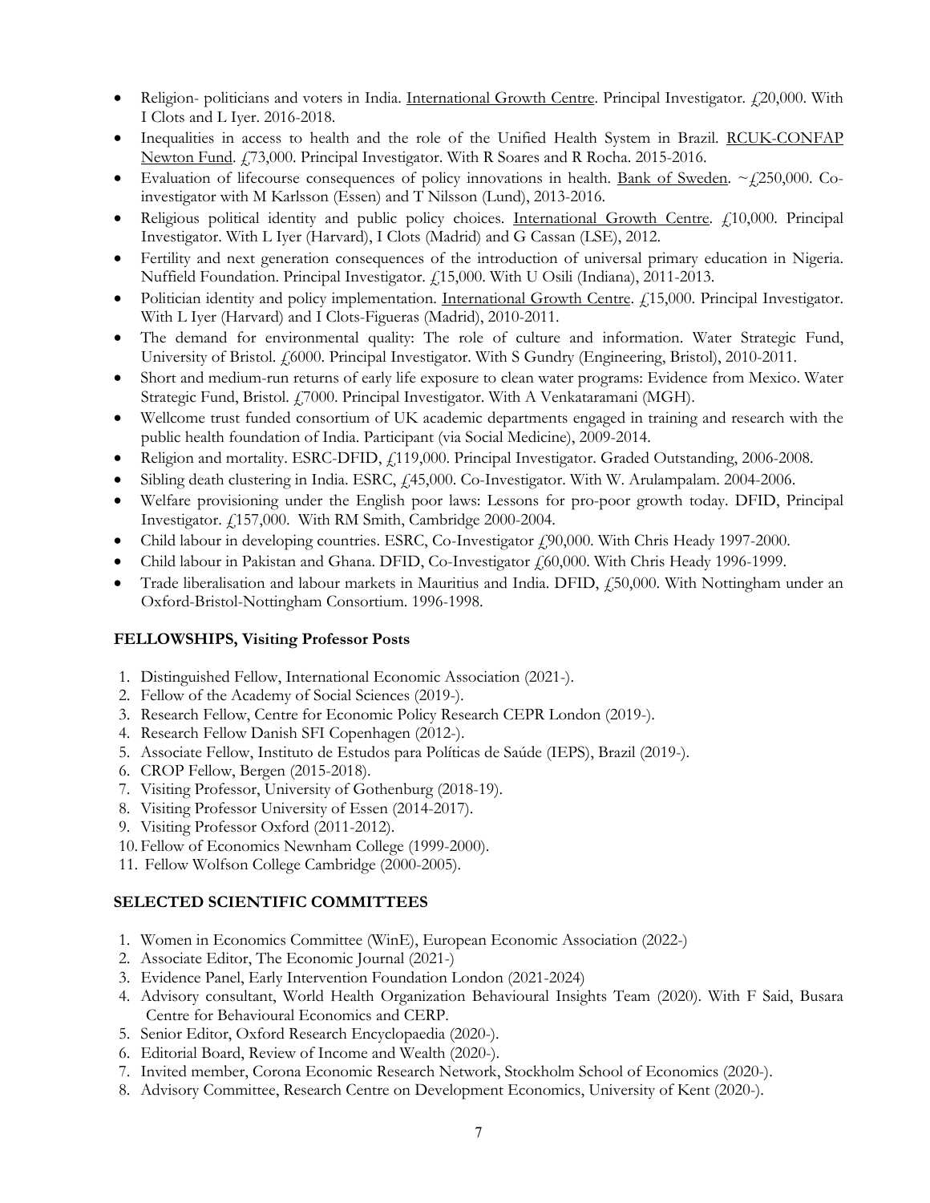- Religion- politicians and voters in India. International Growth Centre. Principal Investigator. £20,000. With I Clots and L Iyer. 2016-2018.
- Inequalities in access to health and the role of the Unified Health System in Brazil. RCUK-CONFAP Newton Fund. £73,000. Principal Investigator. With R Soares and R Rocha. 2015-2016.
- Evaluation of lifecourse consequences of policy innovations in health. Bank of Sweden. ~£250,000. Co-investigator with M Karlsson (Essen) and T Nilsson (Lund), 2013-2016.
- Religious political identity and public policy choices. International Growth Centre. £10,000. Principal Investigator. With L Iyer (Harvard), I Clots (Madrid) and G Cassan (LSE), 2012.
- Fertility and next generation consequences of the introduction of universal primary education in Nigeria. Nuffield Foundation. Principal Investigator. £15,000. With U Osili (Indiana), 2011-2013.
- Politician identity and policy implementation. International Growth Centre. £15,000. Principal Investigator. With L Iyer (Harvard) and I Clots-Figueras (Madrid), 2010-2011.
- The demand for environmental quality: The role of culture and information. Water Strategic Fund, University of Bristol. £6000. Principal Investigator. With S Gundry (Engineering, Bristol), 2010-2011.
- Short and medium-run returns of early life exposure to clean water programs: Evidence from Mexico. Water Strategic Fund, Bristol. £7000. Principal Investigator. With A Venkataramani (MGH).
- Wellcome trust funded consortium of UK academic departments engaged in training and research with the public health foundation of India. Participant (via Social Medicine), 2009-2014.
- Religion and mortality. ESRC-DFID, £119,000. Principal Investigator. Graded Outstanding, 2006-2008.
- Sibling death clustering in India. ESRC, £45,000. Co-Investigator. With W. Arulampalam. 2004-2006.
- Welfare provisioning under the English poor laws: Lessons for pro-poor growth today. DFID, Principal Investigator. £157,000. With RM Smith, Cambridge 2000-2004.
- Child labour in developing countries. ESRC, Co-Investigator £90,000. With Chris Heady 1997-2000.
- Child labour in Pakistan and Ghana. DFID, Co-Investigator £60,000. With Chris Heady 1996-1999.
- Trade liberalisation and labour markets in Mauritius and India. DFID, £50,000. With Nottingham under an Oxford-Bristol-Nottingham Consortium. 1996-1998.

## FELLOWSHIPS, Visiting Professor Posts

1. Distinguished Fellow, International Economic Association (2021-).
2. Fellow of the Academy of Social Sciences (2019-).
3. Research Fellow, Centre for Economic Policy Research CEPR London (2019-).
4. Research Fellow Danish SFI Copenhagen (2012-).
5. Associate Fellow, Instituto de Estudos para Políticas de Saúde (IEPS), Brazil (2019-).
6. CROP Fellow, Bergen (2015-2018).
7. Visiting Professor, University of Gothenburg (2018-19).
8. Visiting Professor University of Essen (2014-2017).
9. Visiting Professor Oxford (2011-2012).
10. Fellow of Economics Newnham College (1999-2000).
11. Fellow Wolfson College Cambridge (2000-2005).

## SELECTED SCIENTIFIC COMMITTEES

1. Women in Economics Committee (WinE), European Economic Association (2022-)
2. Associate Editor, The Economic Journal (2021-)
3. Evidence Panel, Early Intervention Foundation London (2021-2024)
4. Advisory consultant, World Health Organization Behavioural Insights Team (2020). With F Said, Busara Centre for Behavioural Economics and CERP.
5. Senior Editor, Oxford Research Encyclopaedia (2020-).
6. Editorial Board, Review of Income and Wealth (2020-).
7. Invited member, Corona Economic Research Network, Stockholm School of Economics (2020-).
8. Advisory Committee, Research Centre on Development Economics, University of Kent (2020-).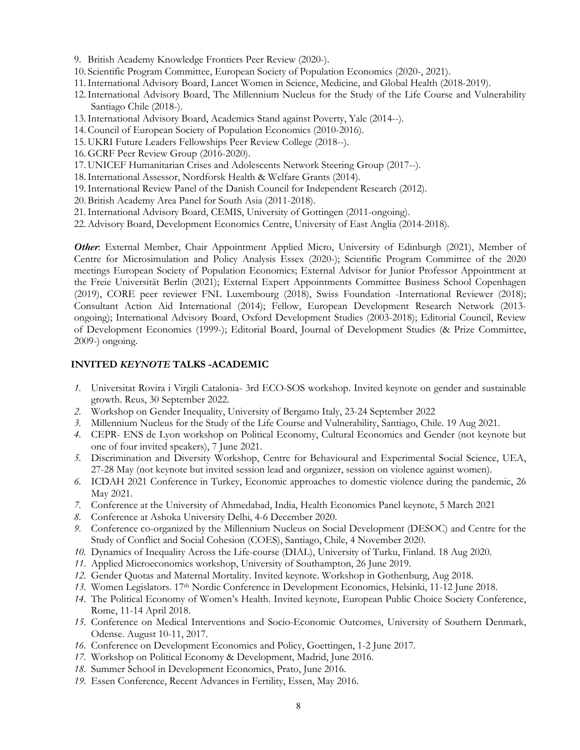9. British Academy Knowledge Frontiers Peer Review (2020-).
10. Scientific Program Committee, European Society of Population Economics (2020-, 2021).
11. International Advisory Board, Lancet Women in Science, Medicine, and Global Health (2018-2019).
12. International Advisory Board, The Millennium Nucleus for the Study of the Life Course and Vulnerability Santiago Chile (2018-).
13. International Advisory Board, Academics Stand against Poverty, Yale (2014--).
14. Council of European Society of Population Economics (2010-2016).
15. UKRI Future Leaders Fellowships Peer Review College (2018--).
16. GCRF Peer Review Group (2016-2020).
17. UNICEF Humanitarian Crises and Adolescents Network Steering Group (2017--).
18. International Assessor, Nordforsk Health & Welfare Grants (2014).
19. International Review Panel of the Danish Council for Independent Research (2012).
20. British Academy Area Panel for South Asia (2011-2018).
21. International Advisory Board, CEMIS, University of Gottingen (2011-ongoing).
22. Advisory Board, Development Economics Centre, University of East Anglia (2014-2018).

***Other***: External Member, Chair Appointment Applied Micro, University of Edinburgh (2021), Member of Centre for Microsimulation and Policy Analysis Essex (2020-); Scientific Program Committee of the 2020 meetings European Society of Population Economics; External Advisor for Junior Professor Appointment at the Freie Universität Berlin (2021); External Expert Appointments Committee Business School Copenhagen (2019), CORE peer reviewer FNL Luxembourg (2018), Swiss Foundation -International Reviewer (2018); Consultant Action Aid International (2014); Fellow, European Development Research Network (2013-ongoing); International Advisory Board, Oxford Development Studies (2003-2018); Editorial Council, Review of Development Economics (1999-); Editorial Board, Journal of Development Studies (& Prize Committee, 2009-) ongoing.

## INVITED *KEYNOTE* TALKS -ACADEMIC

*1.* Universitat Rovira i Virgili Catalonia- 3rd ECO-SOS workshop. Invited keynote on gender and sustainable growth. Reus, 30 September 2022.
*2.* Workshop on Gender Inequality, University of Bergamo Italy, 23-24 September 2022
*3.* Millennium Nucleus for the Study of the Life Course and Vulnerability, Santiago, Chile. 19 Aug 2021.
*4.* CEPR- ENS de Lyon workshop on Political Economy, Cultural Economics and Gender (not keynote but one of four invited speakers), 7 June 2021.
*5.* Discrimination and Diversity Workshop, Centre for Behavioural and Experimental Social Science, UEA, 27-28 May (not keynote but invited session lead and organizer, session on violence against women).
*6.* ICDAH 2021 Conference in Turkey, Economic approaches to domestic violence during the pandemic, 26 May 2021.
*7.* Conference at the University of Ahmedabad, India, Health Economics Panel keynote, 5 March 2021
*8.* Conference at Ashoka University Delhi, 4-6 December 2020.
*9.* Conference co-organized by the Millennium Nucleus on Social Development (DESOC) and Centre for the Study of Conflict and Social Cohesion (COES), Santiago, Chile, 4 November 2020.
*10.* Dynamics of Inequality Across the Life-course (DIAL), University of Turku, Finland. 18 Aug 2020.
*11.* Applied Microeconomics workshop, University of Southampton, 26 June 2019.
*12.* Gender Quotas and Maternal Mortality. Invited keynote. Workshop in Gothenburg, Aug 2018.
*13.* Women Legislators. 17th Nordic Conference in Development Economics, Helsinki, 11-12 June 2018.
*14.* The Political Economy of Women's Health. Invited keynote, European Public Choice Society Conference, Rome, 11-14 April 2018.
*15.* Conference on Medical Interventions and Socio-Economic Outcomes, University of Southern Denmark, Odense. August 10-11, 2017.
*16.* Conference on Development Economics and Policy, Goettingen, 1-2 June 2017.
*17.* Workshop on Political Economy & Development, Madrid, June 2016.
*18.* Summer School in Development Economics, Prato, June 2016.
*19.* Essen Conference, Recent Advances in Fertility, Essen, May 2016.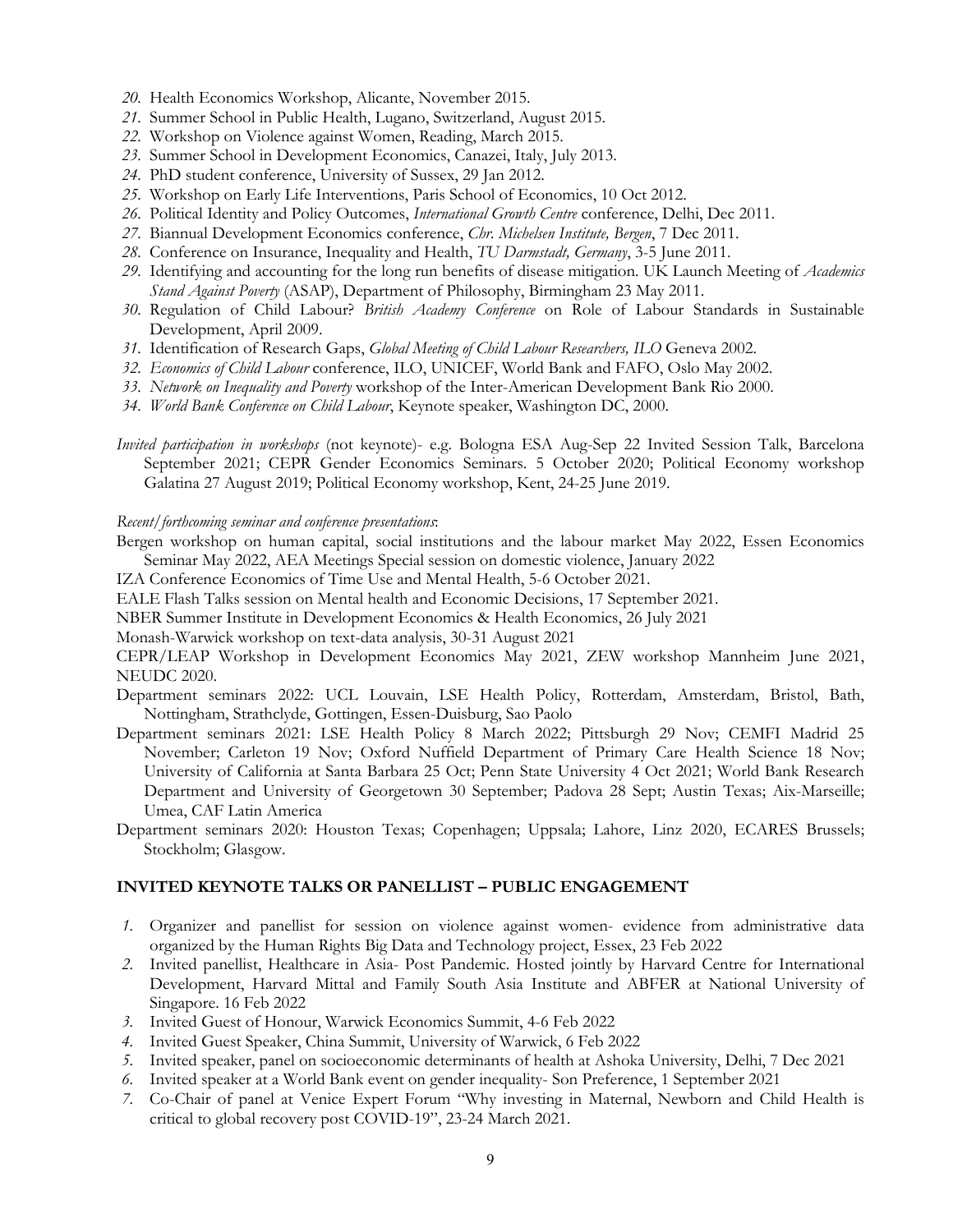20. Health Economics Workshop, Alicante, November 2015.
21. Summer School in Public Health, Lugano, Switzerland, August 2015.
22. Workshop on Violence against Women, Reading, March 2015.
23. Summer School in Development Economics, Canazei, Italy, July 2013.
24. PhD student conference, University of Sussex, 29 Jan 2012.
25. Workshop on Early Life Interventions, Paris School of Economics, 10 Oct 2012.
26. Political Identity and Policy Outcomes, *International Growth Centre* conference, Delhi, Dec 2011.
27. Biannual Development Economics conference, *Chr. Michelsen Institute, Bergen*, 7 Dec 2011.
28. Conference on Insurance, Inequality and Health, *TU Darmstadt, Germany*, 3-5 June 2011.
29. Identifying and accounting for the long run benefits of disease mitigation. UK Launch Meeting of *Academics Stand Against Poverty* (ASAP), Department of Philosophy, Birmingham 23 May 2011.
30. Regulation of Child Labour? *British Academy Conference* on Role of Labour Standards in Sustainable Development, April 2009.
31. Identification of Research Gaps, *Global Meeting of Child Labour Researchers, ILO* Geneva 2002.
32. *Economics of Child Labour* conference, ILO, UNICEF, World Bank and FAFO, Oslo May 2002.
33. *Network on Inequality and Poverty* workshop of the Inter-American Development Bank Rio 2000.
34. *World Bank Conference on Child Labour*, Keynote speaker, Washington DC, 2000.

*Invited participation in workshops* (not keynote)- e.g. Bologna ESA Aug-Sep 22 Invited Session Talk, Barcelona September 2021; CEPR Gender Economics Seminars. 5 October 2020; Political Economy workshop Galatina 27 August 2019; Political Economy workshop, Kent, 24-25 June 2019.

*Recent/forthcoming seminar and conference presentations*:

Bergen workshop on human capital, social institutions and the labour market May 2022, Essen Economics Seminar May 2022, AEA Meetings Special session on domestic violence, January 2022

IZA Conference Economics of Time Use and Mental Health, 5-6 October 2021.

EALE Flash Talks session on Mental health and Economic Decisions, 17 September 2021.

NBER Summer Institute in Development Economics & Health Economics, 26 July 2021

Monash-Warwick workshop on text-data analysis, 30-31 August 2021

CEPR/LEAP Workshop in Development Economics May 2021, ZEW workshop Mannheim June 2021, NEUDC 2020.

Department seminars 2022: UCL Louvain, LSE Health Policy, Rotterdam, Amsterdam, Bristol, Bath, Nottingham, Strathclyde, Gottingen, Essen-Duisburg, Sao Paolo

Department seminars 2021: LSE Health Policy 8 March 2022; Pittsburgh 29 Nov; CEMFI Madrid 25 November; Carleton 19 Nov; Oxford Nuffield Department of Primary Care Health Science 18 Nov; University of California at Santa Barbara 25 Oct; Penn State University 4 Oct 2021; World Bank Research Department and University of Georgetown 30 September; Padova 28 Sept; Austin Texas; Aix-Marseille; Umea, CAF Latin America

Department seminars 2020: Houston Texas; Copenhagen; Uppsala; Lahore, Linz 2020, ECARES Brussels; Stockholm; Glasgow.

## INVITED KEYNOTE TALKS OR PANELLIST – PUBLIC ENGAGEMENT

1. Organizer and panellist for session on violence against women- evidence from administrative data organized by the Human Rights Big Data and Technology project, Essex, 23 Feb 2022
2. Invited panellist, Healthcare in Asia- Post Pandemic. Hosted jointly by Harvard Centre for International Development, Harvard Mittal and Family South Asia Institute and ABFER at National University of Singapore. 16 Feb 2022
3. Invited Guest of Honour, Warwick Economics Summit, 4-6 Feb 2022
4. Invited Guest Speaker, China Summit, University of Warwick, 6 Feb 2022
5. Invited speaker, panel on socioeconomic determinants of health at Ashoka University, Delhi, 7 Dec 2021
6. Invited speaker at a World Bank event on gender inequality- Son Preference, 1 September 2021
7. Co-Chair of panel at Venice Expert Forum "Why investing in Maternal, Newborn and Child Health is critical to global recovery post COVID-19", 23-24 March 2021.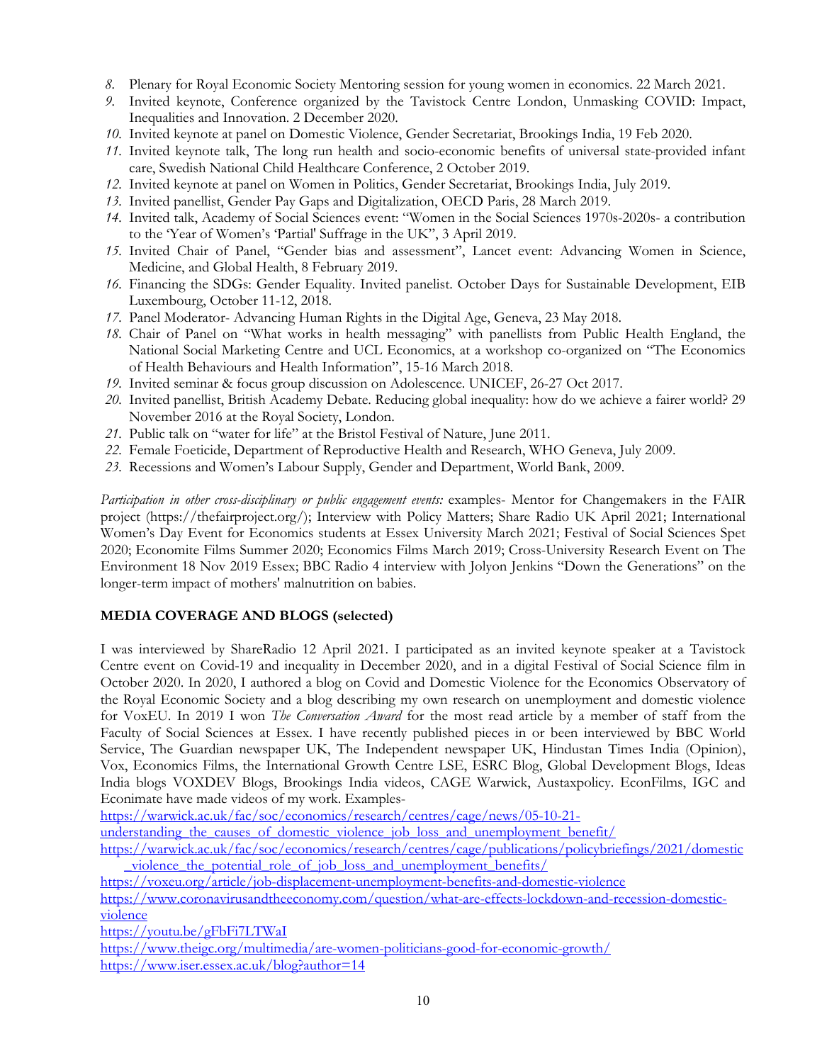8. Plenary for Royal Economic Society Mentoring session for young women in economics. 22 March 2021.
9. Invited keynote, Conference organized by the Tavistock Centre London, Unmasking COVID: Impact, Inequalities and Innovation. 2 December 2020.
10. Invited keynote at panel on Domestic Violence, Gender Secretariat, Brookings India, 19 Feb 2020.
11. Invited keynote talk, The long run health and socio-economic benefits of universal state-provided infant care, Swedish National Child Healthcare Conference, 2 October 2019.
12. Invited keynote at panel on Women in Politics, Gender Secretariat, Brookings India, July 2019.
13. Invited panellist, Gender Pay Gaps and Digitalization, OECD Paris, 28 March 2019.
14. Invited talk, Academy of Social Sciences event: "Women in the Social Sciences 1970s-2020s- a contribution to the 'Year of Women's 'Partial' Suffrage in the UK", 3 April 2019.
15. Invited Chair of Panel, "Gender bias and assessment", Lancet event: Advancing Women in Science, Medicine, and Global Health, 8 February 2019.
16. Financing the SDGs: Gender Equality. Invited panelist. October Days for Sustainable Development, EIB Luxembourg, October 11-12, 2018.
17. Panel Moderator- Advancing Human Rights in the Digital Age, Geneva, 23 May 2018.
18. Chair of Panel on "What works in health messaging" with panellists from Public Health England, the National Social Marketing Centre and UCL Economics, at a workshop co-organized on "The Economics of Health Behaviours and Health Information", 15-16 March 2018.
19. Invited seminar & focus group discussion on Adolescence. UNICEF, 26-27 Oct 2017.
20. Invited panellist, British Academy Debate. Reducing global inequality: how do we achieve a fairer world? 29 November 2016 at the Royal Society, London.
21. Public talk on "water for life" at the Bristol Festival of Nature, June 2011.
22. Female Foeticide, Department of Reproductive Health and Research, WHO Geneva, July 2009.
23. Recessions and Women's Labour Supply, Gender and Department, World Bank, 2009.

*Participation in other cross-disciplinary or public engagement events:* examples- Mentor for Changemakers in the FAIR project (https://thefairproject.org/); Interview with Policy Matters; Share Radio UK April 2021; International Women's Day Event for Economics students at Essex University March 2021; Festival of Social Sciences Spet 2020; Economite Films Summer 2020; Economics Films March 2019; Cross-University Research Event on The Environment 18 Nov 2019 Essex; BBC Radio 4 interview with Jolyon Jenkins "Down the Generations" on the longer-term impact of mothers' malnutrition on babies.

**MEDIA COVERAGE AND BLOGS (selected)**

I was interviewed by ShareRadio 12 April 2021. I participated as an invited keynote speaker at a Tavistock Centre event on Covid-19 and inequality in December 2020, and in a digital Festival of Social Science film in October 2020. In 2020, I authored a blog on Covid and Domestic Violence for the Economics Observatory of the Royal Economic Society and a blog describing my own research on unemployment and domestic violence for VoxEU. In 2019 I won *The Conversation Award* for the most read article by a member of staff from the Faculty of Social Sciences at Essex. I have recently published pieces in or been interviewed by BBC World Service, The Guardian newspaper UK, The Independent newspaper UK, Hindustan Times India (Opinion), Vox, Economics Films, the International Growth Centre LSE, ESRC Blog, Global Development Blogs, Ideas India blogs VOXDEV Blogs, Brookings India videos, CAGE Warwick, Austaxpolicy. EconFilms, IGC and Econimate have made videos of my work. Examples-

https://warwick.ac.uk/fac/soc/economics/research/centres/cage/news/05-10-21-understanding_the_causes_of_domestic_violence_job_loss_and_unemployment_benefit/

https://warwick.ac.uk/fac/soc/economics/research/centres/cage/publications/policybriefings/2021/domestic_violence_the_potential_role_of_job_loss_and_unemployment_benefits/

https://voxeu.org/article/job-displacement-unemployment-benefits-and-domestic-violence

https://www.coronavirusandtheeconomy.com/question/what-are-effects-lockdown-and-recession-domestic-violence

https://youtu.be/gFbFi7LTWaI

https://www.theigc.org/multimedia/are-women-politicians-good-for-economic-growth/

https://www.iser.essex.ac.uk/blog?author=14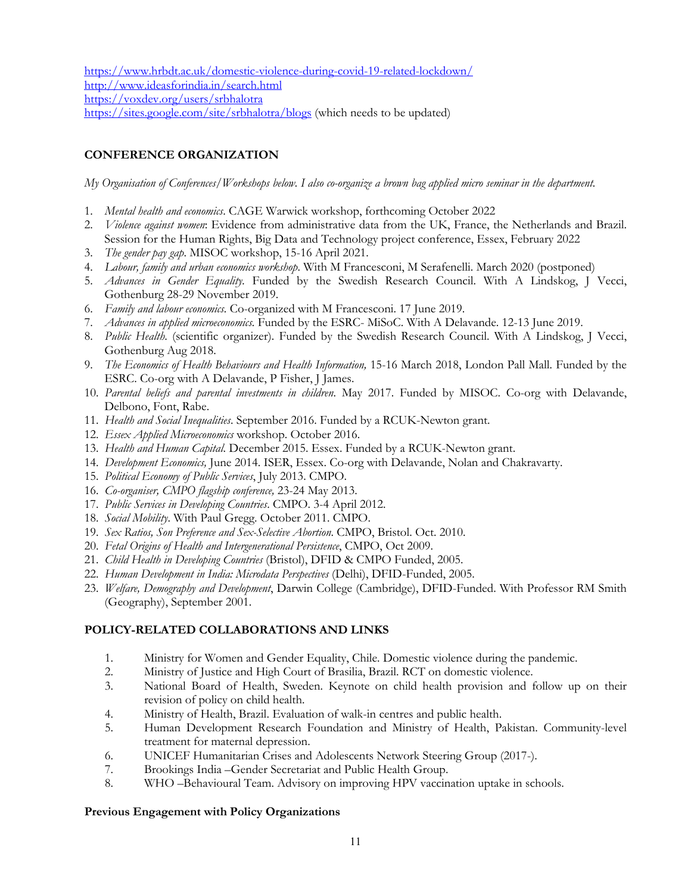https://www.hrbdt.ac.uk/domestic-violence-during-covid-19-related-lockdown/
http://www.ideasforindia.in/search.html
https://voxdev.org/users/srbhalotra
https://sites.google.com/site/srbhalotra/blogs (which needs to be updated)

## CONFERENCE ORGANIZATION

*My Organisation of Conferences/Workshops below. I also co-organize a brown bag applied micro seminar in the department.*

1. *Mental health and economics*. CAGE Warwick workshop, forthcoming October 2022
2. *Violence against women*: Evidence from administrative data from the UK, France, the Netherlands and Brazil. Session for the Human Rights, Big Data and Technology project conference, Essex, February 2022
3. *The gender pay gap*. MISOC workshop, 15-16 April 2021.
4. *Labour, family and urban economics workshop*. With M Francesconi, M Serafenelli. March 2020 (postponed)
5. *Advances in Gender Equality*. Funded by the Swedish Research Council. With A Lindskog, J Vecci, Gothenburg 28-29 November 2019.
6. *Family and labour economics*. Co-organized with M Francesconi. 17 June 2019.
7. *Advances in applied microeconomics*. Funded by the ESRC- MiSoC. With A Delavande. 12-13 June 2019.
8. *Public Health*. (scientific organizer). Funded by the Swedish Research Council. With A Lindskog, J Vecci, Gothenburg Aug 2018.
9. *The Economics of Health Behaviours and Health Information,* 15-16 March 2018, London Pall Mall. Funded by the ESRC. Co-org with A Delavande, P Fisher, J James.
10. *Parental beliefs and parental investments in children*. May 2017. Funded by MISOC. Co-org with Delavande, Delbono, Font, Rabe.
11. *Health and Social Inequalities*. September 2016. Funded by a RCUK-Newton grant.
12. *Essex Applied Microeconomics* workshop. October 2016.
13. *Health and Human Capital*. December 2015. Essex. Funded by a RCUK-Newton grant.
14. *Development Economics,* June 2014. ISER, Essex. Co-org with Delavande, Nolan and Chakravarty.
15. *Political Economy of Public Services*, July 2013. CMPO.
16. *Co-organiser, CMPO flagship conference,* 23-24 May 2013.
17. *Public Services in Developing Countries*. CMPO. 3-4 April 2012.
18. *Social Mobility*. With Paul Gregg. October 2011. CMPO.
19. *Sex Ratios, Son Preference and Sex-Selective Abortion*. CMPO, Bristol. Oct. 2010.
20. *Fetal Origins of Health and Intergenerational Persistence*, CMPO, Oct 2009.
21. *Child Health in Developing Countries* (Bristol), DFID & CMPO Funded, 2005.
22. *Human Development in India: Microdata Perspectives* (Delhi), DFID-Funded, 2005.
23. *Welfare, Demography and Development*, Darwin College (Cambridge), DFID-Funded. With Professor RM Smith (Geography), September 2001.

## POLICY-RELATED COLLABORATIONS AND LINKS

1. Ministry for Women and Gender Equality, Chile. Domestic violence during the pandemic.
2. Ministry of Justice and High Court of Brasilia, Brazil. RCT on domestic violence.
3. National Board of Health, Sweden. Keynote on child health provision and follow up on their revision of policy on child health.
4. Ministry of Health, Brazil. Evaluation of walk-in centres and public health.
5. Human Development Research Foundation and Ministry of Health, Pakistan. Community-level treatment for maternal depression.
6. UNICEF Humanitarian Crises and Adolescents Network Steering Group (2017-).
7. Brookings India –Gender Secretariat and Public Health Group.
8. WHO –Behavioural Team. Advisory on improving HPV vaccination uptake in schools.

### Previous Engagement with Policy Organizations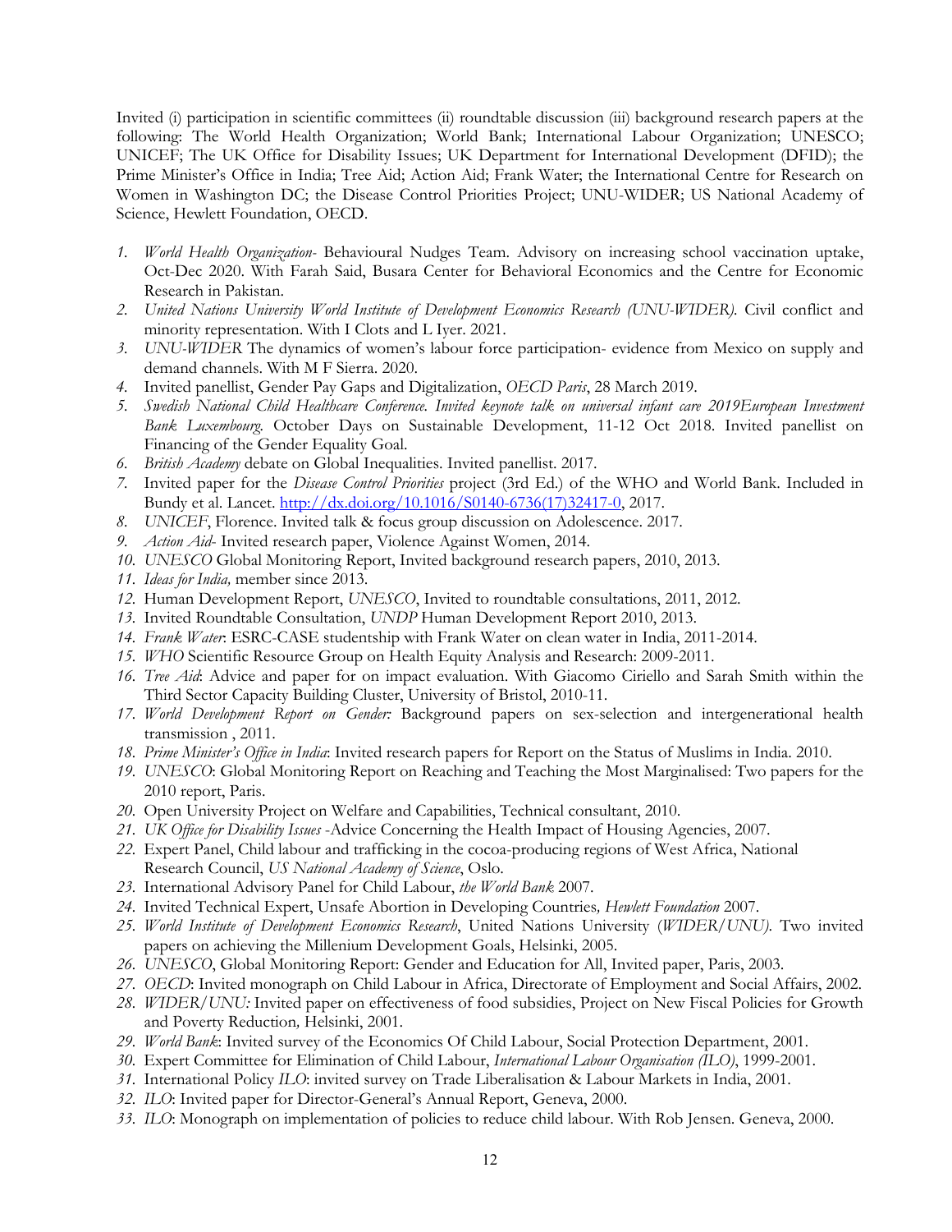Invited (i) participation in scientific committees (ii) roundtable discussion (iii) background research papers at the following: The World Health Organization; World Bank; International Labour Organization; UNESCO; UNICEF; The UK Office for Disability Issues; UK Department for International Development (DFID); the Prime Minister's Office in India; Tree Aid; Action Aid; Frank Water; the International Centre for Research on Women in Washington DC; the Disease Control Priorities Project; UNU-WIDER; US National Academy of Science, Hewlett Foundation, OECD.

1. *World Health Organization-* Behavioural Nudges Team. Advisory on increasing school vaccination uptake, Oct-Dec 2020. With Farah Said, Busara Center for Behavioral Economics and the Centre for Economic Research in Pakistan.
2. *United Nations University World Institute of Development Economics Research (UNU-WIDER).* Civil conflict and minority representation. With I Clots and L Iyer. 2021.
3. *UNU-WIDER* The dynamics of women's labour force participation- evidence from Mexico on supply and demand channels. With M F Sierra. 2020.
4. Invited panellist, Gender Pay Gaps and Digitalization, *OECD Paris*, 28 March 2019.
5. *Swedish National Child Healthcare Conference. Invited keynote talk on universal infant care 2019European Investment Bank Luxembourg.* October Days on Sustainable Development, 11-12 Oct 2018. Invited panellist on Financing of the Gender Equality Goal.
6. *British Academy* debate on Global Inequalities. Invited panellist. 2017.
7. Invited paper for the *Disease Control Priorities* project (3rd Ed.) of the WHO and World Bank. Included in Bundy et al. Lancet. http://dx.doi.org/10.1016/S0140-6736(17)32417-0, 2017.
8. *UNICEF*, Florence. Invited talk & focus group discussion on Adolescence. 2017.
9. *Action Aid-* Invited research paper, Violence Against Women, 2014.
10. *UNESCO* Global Monitoring Report, Invited background research papers, 2010, 2013.
11. *Ideas for India,* member since 2013.
12. Human Development Report, *UNESCO*, Invited to roundtable consultations, 2011, 2012.
13. Invited Roundtable Consultation, *UNDP* Human Development Report 2010, 2013.
14. *Frank Water*: ESRC-CASE studentship with Frank Water on clean water in India, 2011-2014.
15. *WHO* Scientific Resource Group on Health Equity Analysis and Research: 2009-2011.
16. *Tree Aid*: Advice and paper for on impact evaluation. With Giacomo Ciriello and Sarah Smith within the Third Sector Capacity Building Cluster, University of Bristol, 2010-11.
17. *World Development Report on Gender:* Background papers on sex-selection and intergenerational health transmission , 2011.
18. *Prime Minister's Office in India*: Invited research papers for Report on the Status of Muslims in India. 2010.
19. *UNESCO*: Global Monitoring Report on Reaching and Teaching the Most Marginalised: Two papers for the 2010 report, Paris.
20. Open University Project on Welfare and Capabilities, Technical consultant, 2010.
21. *UK Office for Disability Issues* -Advice Concerning the Health Impact of Housing Agencies, 2007.
22. Expert Panel, Child labour and trafficking in the cocoa-producing regions of West Africa, National Research Council, *US National Academy of Science*, Oslo.
23. International Advisory Panel for Child Labour, *the World Bank* 2007.
24. Invited Technical Expert, Unsafe Abortion in Developing Countries*, Hewlett Foundation* 2007.
25. *World Institute of Development Economics Research*, United Nations University (*WIDER/UNU).* Two invited papers on achieving the Millenium Development Goals, Helsinki, 2005.
26. *UNESCO*, Global Monitoring Report: Gender and Education for All, Invited paper, Paris, 2003.
27. *OECD*: Invited monograph on Child Labour in Africa, Directorate of Employment and Social Affairs, 2002.
28. *WIDER/UNU:* Invited paper on effectiveness of food subsidies, Project on New Fiscal Policies for Growth and Poverty Reduction*,* Helsinki, 2001.
29. *World Bank*: Invited survey of the Economics Of Child Labour, Social Protection Department, 2001.
30. Expert Committee for Elimination of Child Labour, *International Labour Organisation (ILO)*, 1999-2001.
31. International Policy *ILO*: invited survey on Trade Liberalisation & Labour Markets in India, 2001.
32. *ILO*: Invited paper for Director-General's Annual Report, Geneva, 2000.
33. *ILO*: Monograph on implementation of policies to reduce child labour. With Rob Jensen. Geneva, 2000.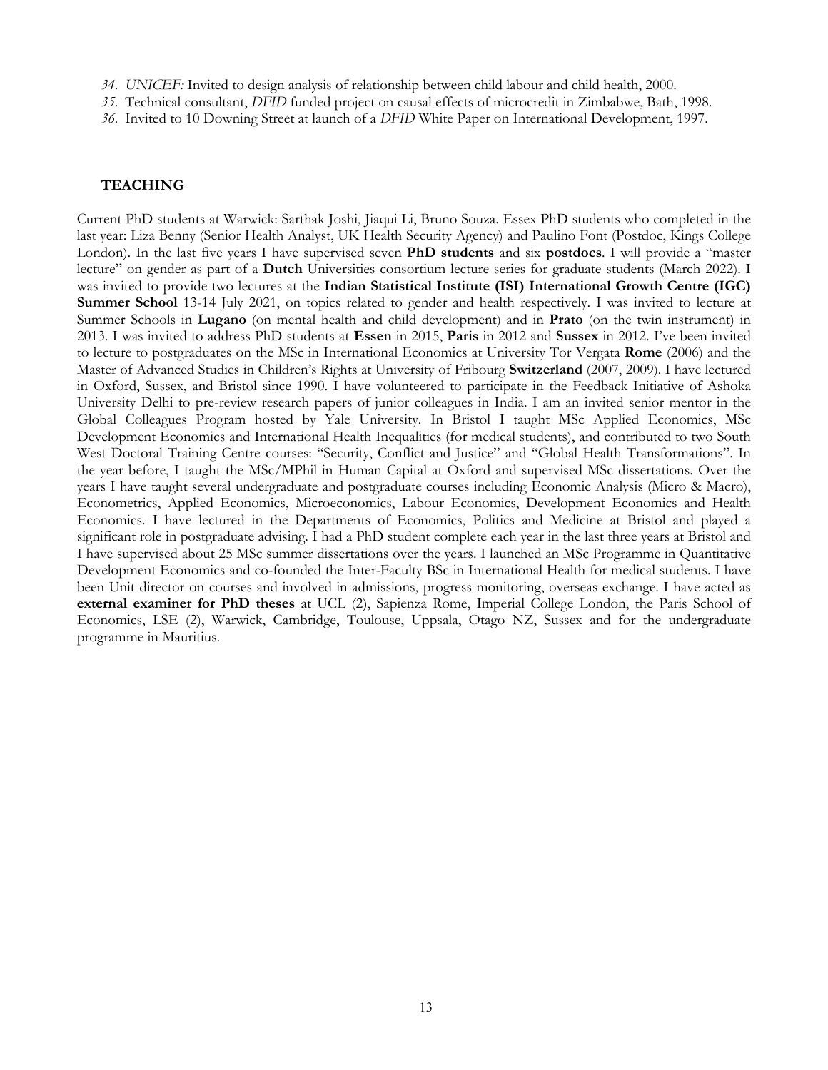34. *UNICEF:* Invited to design analysis of relationship between child labour and child health, 2000.
35. Technical consultant, *DFID* funded project on causal effects of microcredit in Zimbabwe, Bath, 1998.
36. Invited to 10 Downing Street at launch of a *DFID* White Paper on International Development, 1997.

## TEACHING

Current PhD students at Warwick: Sarthak Joshi, Jiaqui Li, Bruno Souza. Essex PhD students who completed in the last year: Liza Benny (Senior Health Analyst, UK Health Security Agency) and Paulino Font (Postdoc, Kings College London). In the last five years I have supervised seven **PhD students** and six **postdocs**. I will provide a "master lecture" on gender as part of a **Dutch** Universities consortium lecture series for graduate students (March 2022). I was invited to provide two lectures at the **Indian Statistical Institute (ISI) International Growth Centre (IGC) Summer School** 13-14 July 2021, on topics related to gender and health respectively. I was invited to lecture at Summer Schools in **Lugano** (on mental health and child development) and in **Prato** (on the twin instrument) in 2013. I was invited to address PhD students at **Essen** in 2015, **Paris** in 2012 and **Sussex** in 2012. I've been invited to lecture to postgraduates on the MSc in International Economics at University Tor Vergata **Rome** (2006) and the Master of Advanced Studies in Children's Rights at University of Fribourg **Switzerland** (2007, 2009). I have lectured in Oxford, Sussex, and Bristol since 1990. I have volunteered to participate in the Feedback Initiative of Ashoka University Delhi to pre-review research papers of junior colleagues in India. I am an invited senior mentor in the Global Colleagues Program hosted by Yale University. In Bristol I taught MSc Applied Economics, MSc Development Economics and International Health Inequalities (for medical students), and contributed to two South West Doctoral Training Centre courses: "Security, Conflict and Justice" and "Global Health Transformations". In the year before, I taught the MSc/MPhil in Human Capital at Oxford and supervised MSc dissertations. Over the years I have taught several undergraduate and postgraduate courses including Economic Analysis (Micro & Macro), Econometrics, Applied Economics, Microeconomics, Labour Economics, Development Economics and Health Economics. I have lectured in the Departments of Economics, Politics and Medicine at Bristol and played a significant role in postgraduate advising. I had a PhD student complete each year in the last three years at Bristol and I have supervised about 25 MSc summer dissertations over the years. I launched an MSc Programme in Quantitative Development Economics and co-founded the Inter-Faculty BSc in International Health for medical students. I have been Unit director on courses and involved in admissions, progress monitoring, overseas exchange. I have acted as **external examiner for PhD theses** at UCL (2), Sapienza Rome, Imperial College London, the Paris School of Economics, LSE (2), Warwick, Cambridge, Toulouse, Uppsala, Otago NZ, Sussex and for the undergraduate programme in Mauritius.